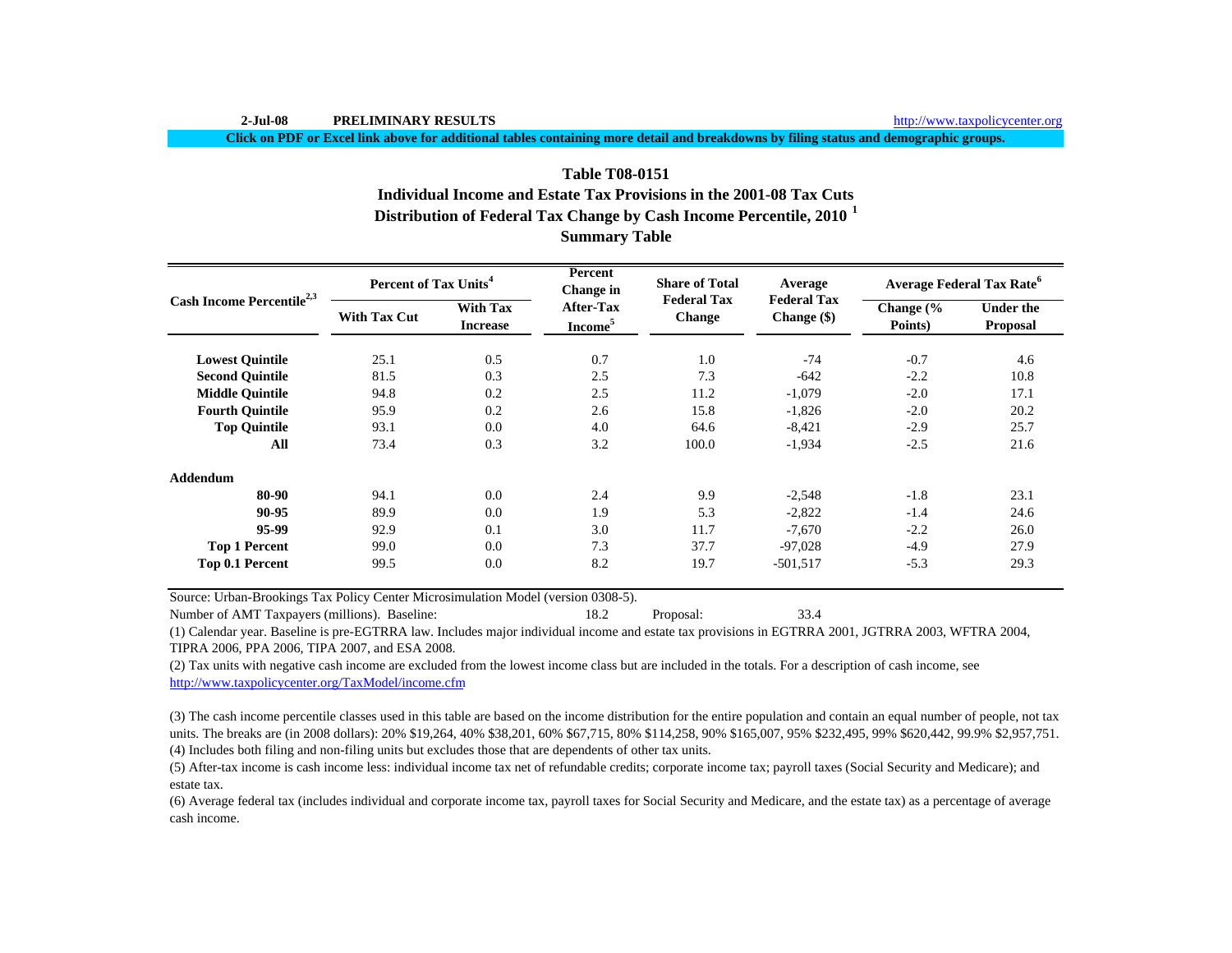2-Jul-08 **PRELIMINARY RESULTS** http://www.taxpolicycenter.org

**Click on PDF or Excel link above for additional tables containing more detail and breakdowns by filing status and demographic groups.**

## Table T08-0151
## Individual Income and Estate Tax Provisions in the 2001-08 Tax Cuts
## Distribution of Federal Tax Change by Cash Income Percentile, 2010 [1]
## Summary Table

| Cash Income Percentile[2,3] | Percent of Tax Units[4] | | Percent Change in After-Tax Income[5] | Share of Total Federal Tax Change | Average Federal Tax Change ($) | Average Federal Tax Rate[6] | |
|---|---|---|---|---|---|---|---|
| | With Tax Cut | With Tax Increase | | | | Change (% Points) | Under the Proposal |
| **Lowest Quintile** | 25.1 | 0.5 | 0.7 | 1.0 | -74 | -0.7 | 4.6 |
| **Second Quintile** | 81.5 | 0.3 | 2.5 | 7.3 | -642 | -2.2 | 10.8 |
| **Middle Quintile** | 94.8 | 0.2 | 2.5 | 11.2 | -1,079 | -2.0 | 17.1 |
| **Fourth Quintile** | 95.9 | 0.2 | 2.6 | 15.8 | -1,826 | -2.0 | 20.2 |
| **Top Quintile** | 93.1 | 0.0 | 4.0 | 64.6 | -8,421 | -2.9 | 25.7 |
| **All** | 73.4 | 0.3 | 3.2 | 100.0 | -1,934 | -2.5 | 21.6 |
| **Addendum** | | | | | | | |
| **80-90** | 94.1 | 0.0 | 2.4 | 9.9 | -2,548 | -1.8 | 23.1 |
| **90-95** | 89.9 | 0.0 | 1.9 | 5.3 | -2,822 | -1.4 | 24.6 |
| **95-99** | 92.9 | 0.1 | 3.0 | 11.7 | -7,670 | -2.2 | 26.0 |
| **Top 1 Percent** | 99.0 | 0.0 | 7.3 | 37.7 | -97,028 | -4.9 | 27.9 |
| **Top 0.1 Percent** | 99.5 | 0.0 | 8.2 | 19.7 | -501,517 | -5.3 | 29.3 |

Source: Urban-Brookings Tax Policy Center Microsimulation Model (version 0308-5).

Number of AMT Taxpayers (millions). Baseline: 18.2 Proposal: 33.4

(1) Calendar year. Baseline is pre-EGTRRA law. Includes major individual income and estate tax provisions in EGTRRA 2001, JGTRRA 2003, WFTRA 2004, TIPRA 2006, PPA 2006, TIPA 2007, and ESA 2008.

(2) Tax units with negative cash income are excluded from the lowest income class but are included in the totals. For a description of cash income, see http://www.taxpolicycenter.org/TaxModel/income.cfm

(3) The cash income percentile classes used in this table are based on the income distribution for the entire population and contain an equal number of people, not tax units. The breaks are (in 2008 dollars): 20% $19,264, 40% $38,201, 60% $67,715, 80% $114,258, 90% $165,007, 95% $232,495, 99% $620,442, 99.9% $2,957,751.

(4) Includes both filing and non-filing units but excludes those that are dependents of other tax units.

(5) After-tax income is cash income less: individual income tax net of refundable credits; corporate income tax; payroll taxes (Social Security and Medicare); and estate tax.

(6) Average federal tax (includes individual and corporate income tax, payroll taxes for Social Security and Medicare, and the estate tax) as a percentage of average cash income.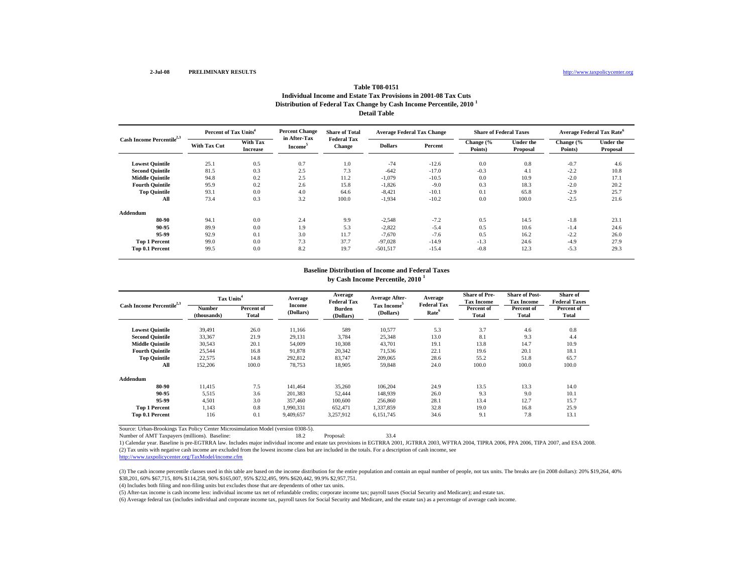2-Jul-08 **PRELIMINARY RESULTS** http://www.taxpolicycenter.org

## Table T08-0151
### Individual Income and Estate Tax Provisions in 2001-08 Tax Cuts
### Distribution of Federal Tax Change by Cash Income Percentile, 2010 [1]
### Detail Table

| Cash Income Percentile[2,3] | Percent of Tax Units[4] | | Percent Change in After-Tax Income[5] | Share of Total Federal Tax Change | Average Federal Tax Change | | Share of Federal Taxes | | Average Federal Tax Rate[6] | |
|---|---|---|---|---|---|---|---|---|---|---|
| | With Tax Cut | With Tax Increase | | | Dollars | Percent | Change (% Points) | Under the Proposal | Change (% Points) | Under the Proposal |
| Lowest Quintile | 25.1 | 0.5 | 0.7 | 1.0 | -74 | -12.6 | 0.0 | 0.8 | -0.7 | 4.6 |
| Second Quintile | 81.5 | 0.3 | 2.5 | 7.3 | -642 | -17.0 | -0.3 | 4.1 | -2.2 | 10.8 |
| Middle Quintile | 94.8 | 0.2 | 2.5 | 11.2 | -1,079 | -10.5 | 0.0 | 10.9 | -2.0 | 17.1 |
| Fourth Quintile | 95.9 | 0.2 | 2.6 | 15.8 | -1,826 | -9.0 | 0.3 | 18.3 | -2.0 | 20.2 |
| Top Quintile | 93.1 | 0.0 | 4.0 | 64.6 | -8,421 | -10.1 | 0.1 | 65.8 | -2.9 | 25.7 |
| All | 73.4 | 0.3 | 3.2 | 100.0 | -1,934 | -10.2 | 0.0 | 100.0 | -2.5 | 21.6 |
| **Addendum** | | | | | | | | | | |
| 80-90 | 94.1 | 0.0 | 2.4 | 9.9 | -2,548 | -7.2 | 0.5 | 14.5 | -1.8 | 23.1 |
| 90-95 | 89.9 | 0.0 | 1.9 | 5.3 | -2,822 | -5.4 | 0.5 | 10.6 | -1.4 | 24.6 |
| 95-99 | 92.9 | 0.1 | 3.0 | 11.7 | -7,670 | -7.6 | 0.5 | 16.2 | -2.2 | 26.0 |
| Top 1 Percent | 99.0 | 0.0 | 7.3 | 37.7 | -97,028 | -14.9 | -1.3 | 24.6 | -4.9 | 27.9 |
| Top 0.1 Percent | 99.5 | 0.0 | 8.2 | 19.7 | -501,517 | -15.4 | -0.8 | 12.3 | -5.3 | 29.3 |

### Baseline Distribution of Income and Federal Taxes
### by Cash Income Percentile, 2010 [1]

| Cash Income Percentile[2,3] | Tax Units[4] | | Average Income (Dollars) | Average Federal Tax Burden (Dollars) | Average After-Tax Income[5] (Dollars) | Average Federal Tax Rate[6] | Share of Pre-Tax Income | Share of Post-Tax Income | Share of Federal Taxes |
|---|---|---|---|---|---|---|---|---|---|
| | Number (thousands) | Percent of Total | | | | | Percent of Total | Percent of Total | Percent of Total |
| Lowest Quintile | 39,491 | 26.0 | 11,166 | 589 | 10,577 | 5.3 | 3.7 | 4.6 | 0.8 |
| Second Quintile | 33,367 | 21.9 | 29,131 | 3,784 | 25,348 | 13.0 | 8.1 | 9.3 | 4.4 |
| Middle Quintile | 30,543 | 20.1 | 54,009 | 10,308 | 43,701 | 19.1 | 13.8 | 14.7 | 10.9 |
| Fourth Quintile | 25,544 | 16.8 | 91,878 | 20,342 | 71,536 | 22.1 | 19.6 | 20.1 | 18.1 |
| Top Quintile | 22,575 | 14.8 | 292,812 | 83,747 | 209,065 | 28.6 | 55.2 | 51.8 | 65.7 |
| All | 152,206 | 100.0 | 78,753 | 18,905 | 59,848 | 24.0 | 100.0 | 100.0 | 100.0 |
| **Addendum** | | | | | | | | | |
| 80-90 | 11,415 | 7.5 | 141,464 | 35,260 | 106,204 | 24.9 | 13.5 | 13.3 | 14.0 |
| 90-95 | 5,515 | 3.6 | 201,383 | 52,444 | 148,939 | 26.0 | 9.3 | 9.0 | 10.1 |
| 95-99 | 4,501 | 3.0 | 357,460 | 100,600 | 256,860 | 28.1 | 13.4 | 12.7 | 15.7 |
| Top 1 Percent | 1,143 | 0.8 | 1,990,331 | 652,471 | 1,337,859 | 32.8 | 19.0 | 16.8 | 25.9 |
| Top 0.1 Percent | 116 | 0.1 | 9,409,657 | 3,257,912 | 6,151,745 | 34.6 | 9.1 | 7.8 | 13.1 |

Source: Urban-Brookings Tax Policy Center Microsimulation Model (version 0308-5).

Number of AMT Taxpayers (millions). Baseline: 18.2 Proposal: 33.4

1) Calendar year. Baseline is pre-EGTRRA law. Includes major individual income and estate tax provisions in EGTRRA 2001, JGTRRA 2003, WFTRA 2004, TIPRA 2006, PPA 2006, TIPA 2007, and ESA 2008.

(2) Tax units with negative cash income are excluded from the lowest income class but are included in the totals. For a description of cash income, see http://www.taxpolicycenter.org/TaxModel/income.cfm

(3) The cash income percentile classes used in this table are based on the income distribution for the entire population and contain an equal number of people, not tax units. The breaks are (in 2008 dollars): 20% $19,264, 40% $38,201, 60% $67,715, 80% $114,258, 90% $165,007, 95% $232,495, 99% $620,442, 99.9% $2,957,751.

(4) Includes both filing and non-filing units but excludes those that are dependents of other tax units.

(5) After-tax income is cash income less: individual income tax net of refundable credits; corporate income tax; payroll taxes (Social Security and Medicare); and estate tax.

(6) Average federal tax (includes individual and corporate income tax, payroll taxes for Social Security and Medicare, and the estate tax) as a percentage of average cash income.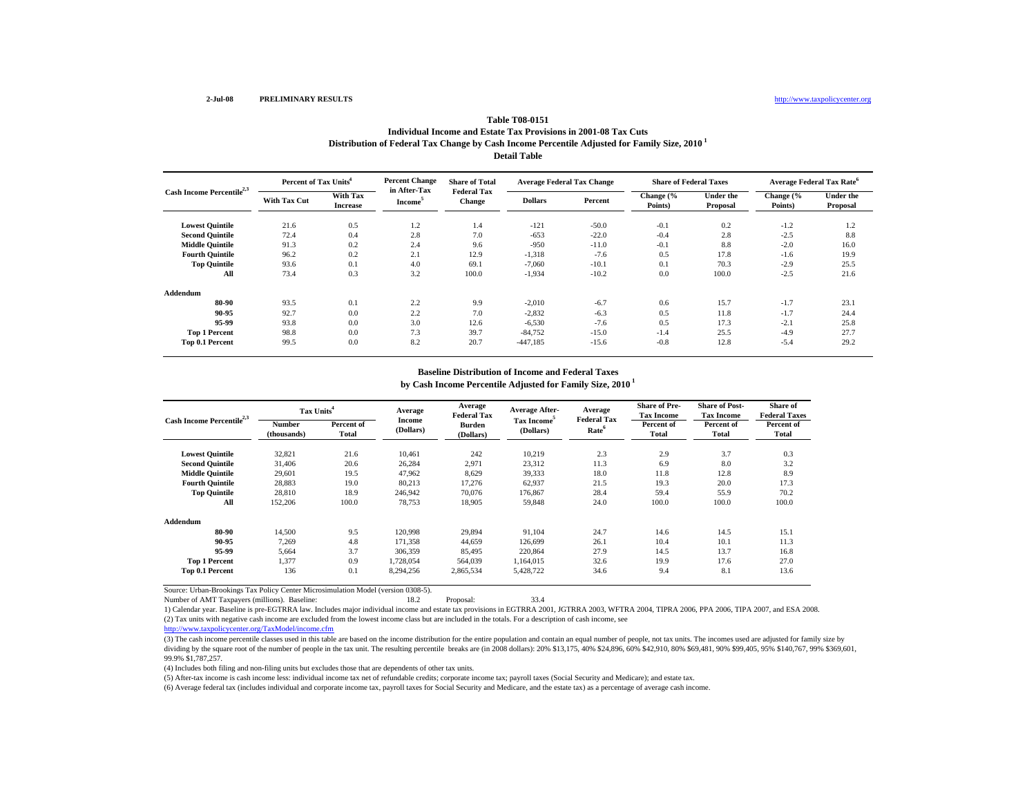2-Jul-08 **PRELIMINARY RESULTS** http://www.taxpolicycenter.org

# Table T08-0151
## Individual Income and Estate Tax Provisions in 2001-08 Tax Cuts
## Distribution of Federal Tax Change by Cash Income Percentile Adjusted for Family Size, 2010 [1]
## Detail Table

| Cash Income Percentile[2,3] | Percent of Tax Units[4] | | Percent Change in After-Tax Income[5] | Share of Total Federal Tax Change | Average Federal Tax Change | | Share of Federal Taxes | | Average Federal Tax Rate[6] | |
|---|---|---|---|---|---|---|---|---|---|---|
| | With Tax Cut | With Tax Increase | | | Dollars | Percent | Change (% Points) | Under the Proposal | Change (% Points) | Under the Proposal |
| Lowest Quintile | 21.6 | 0.5 | 1.2 | 1.4 | -121 | -50.0 | -0.1 | 0.2 | -1.2 | 1.2 |
| Second Quintile | 72.4 | 0.4 | 2.8 | 7.0 | -653 | -22.0 | -0.4 | 2.8 | -2.5 | 8.8 |
| Middle Quintile | 91.3 | 0.2 | 2.4 | 9.6 | -950 | -11.0 | -0.1 | 8.8 | -2.0 | 16.0 |
| Fourth Quintile | 96.2 | 0.2 | 2.1 | 12.9 | -1,318 | -7.6 | 0.5 | 17.8 | -1.6 | 19.9 |
| Top Quintile | 93.6 | 0.1 | 4.0 | 69.1 | -7,060 | -10.1 | 0.1 | 70.3 | -2.9 | 25.5 |
| All | 73.4 | 0.3 | 3.2 | 100.0 | -1,934 | -10.2 | 0.0 | 100.0 | -2.5 | 21.6 |
| **Addendum** | | | | | | | | | | |
| 80-90 | 93.5 | 0.1 | 2.2 | 9.9 | -2,010 | -6.7 | 0.6 | 15.7 | -1.7 | 23.1 |
| 90-95 | 92.7 | 0.0 | 2.2 | 7.0 | -2,832 | -6.3 | 0.5 | 11.8 | -1.7 | 24.4 |
| 95-99 | 93.8 | 0.0 | 3.0 | 12.6 | -6,530 | -7.6 | 0.5 | 17.3 | -2.1 | 25.8 |
| Top 1 Percent | 98.8 | 0.0 | 7.3 | 39.7 | -84,752 | -15.0 | -1.4 | 25.5 | -4.9 | 27.7 |
| Top 0.1 Percent | 99.5 | 0.0 | 8.2 | 20.7 | -447,185 | -15.6 | -0.8 | 12.8 | -5.4 | 29.2 |

## Baseline Distribution of Income and Federal Taxes
## by Cash Income Percentile Adjusted for Family Size, 2010 [1]

| Cash Income Percentile[2,3] | Tax Units[4] | | Average Income (Dollars) | Average Federal Tax Burden (Dollars) | Average After-Tax Income[5] (Dollars) | Average Federal Tax Rate[6] | Share of Pre-Tax Income | Share of Post-Tax Income | Share of Federal Taxes |
|---|---|---|---|---|---|---|---|---|---|
| | Number (thousands) | Percent of Total | | | | | Percent of Total | Percent of Total | Percent of Total |
| Lowest Quintile | 32,821 | 21.6 | 10,461 | 242 | 10,219 | 2.3 | 2.9 | 3.7 | 0.3 |
| Second Quintile | 31,406 | 20.6 | 26,284 | 2,971 | 23,312 | 11.3 | 6.9 | 8.0 | 3.2 |
| Middle Quintile | 29,601 | 19.5 | 47,962 | 8,629 | 39,333 | 18.0 | 11.8 | 12.8 | 8.9 |
| Fourth Quintile | 28,883 | 19.0 | 80,213 | 17,276 | 62,937 | 21.5 | 19.3 | 20.0 | 17.3 |
| Top Quintile | 28,810 | 18.9 | 246,942 | 70,076 | 176,867 | 28.4 | 59.4 | 55.9 | 70.2 |
| All | 152,206 | 100.0 | 78,753 | 18,905 | 59,848 | 24.0 | 100.0 | 100.0 | 100.0 |
| **Addendum** | | | | | | | | | |
| 80-90 | 14,500 | 9.5 | 120,998 | 29,894 | 91,104 | 24.7 | 14.6 | 14.5 | 15.1 |
| 90-95 | 7,269 | 4.8 | 171,358 | 44,659 | 126,699 | 26.1 | 10.4 | 10.1 | 11.3 |
| 95-99 | 5,664 | 3.7 | 306,359 | 85,495 | 220,864 | 27.9 | 14.5 | 13.7 | 16.8 |
| Top 1 Percent | 1,377 | 0.9 | 1,728,054 | 564,039 | 1,164,015 | 32.6 | 19.9 | 17.6 | 27.0 |
| Top 0.1 Percent | 136 | 0.1 | 8,294,256 | 2,865,534 | 5,428,722 | 34.6 | 9.4 | 8.1 | 13.6 |

Source: Urban-Brookings Tax Policy Center Microsimulation Model (version 0308-5).

Number of AMT Taxpayers (millions). Baseline: 18.2 Proposal: 33.4

(1) Calendar year. Baseline is pre-EGTRRA law. Includes major individual income and estate tax provisions in EGTRRA 2001, JGTRRA 2003, WFTRA 2004, TIPRA 2006, PPA 2006, TIPA 2007, and ESA 2008.

(2) Tax units with negative cash income are excluded from the lowest income class but are included in the totals. For a description of cash income, see
http://www.taxpolicycenter.org/TaxModel/income.cfm

(3) The cash income percentile classes used in this table are based on the income distribution for the entire population and contain an equal number of people, not tax units. The incomes used are adjusted for family size by dividing by the square root of the number of people in the tax unit. The resulting percentile breaks are (in 2008 dollars): 20% $13,175, 40% $24,896, 60% $42,910, 80% $69,481, 90% $99,405, 95% $140,767, 99% $369,601, 99.9% $1,787,257.

(4) Includes both filing and non-filing units but excludes those that are dependents of other tax units.

(5) After-tax income is cash income less: individual income tax net of refundable credits; corporate income tax; payroll taxes (Social Security and Medicare); and estate tax.

(6) Average federal tax (includes individual and corporate income tax, payroll taxes for Social Security and Medicare, and the estate tax) as a percentage of average cash income.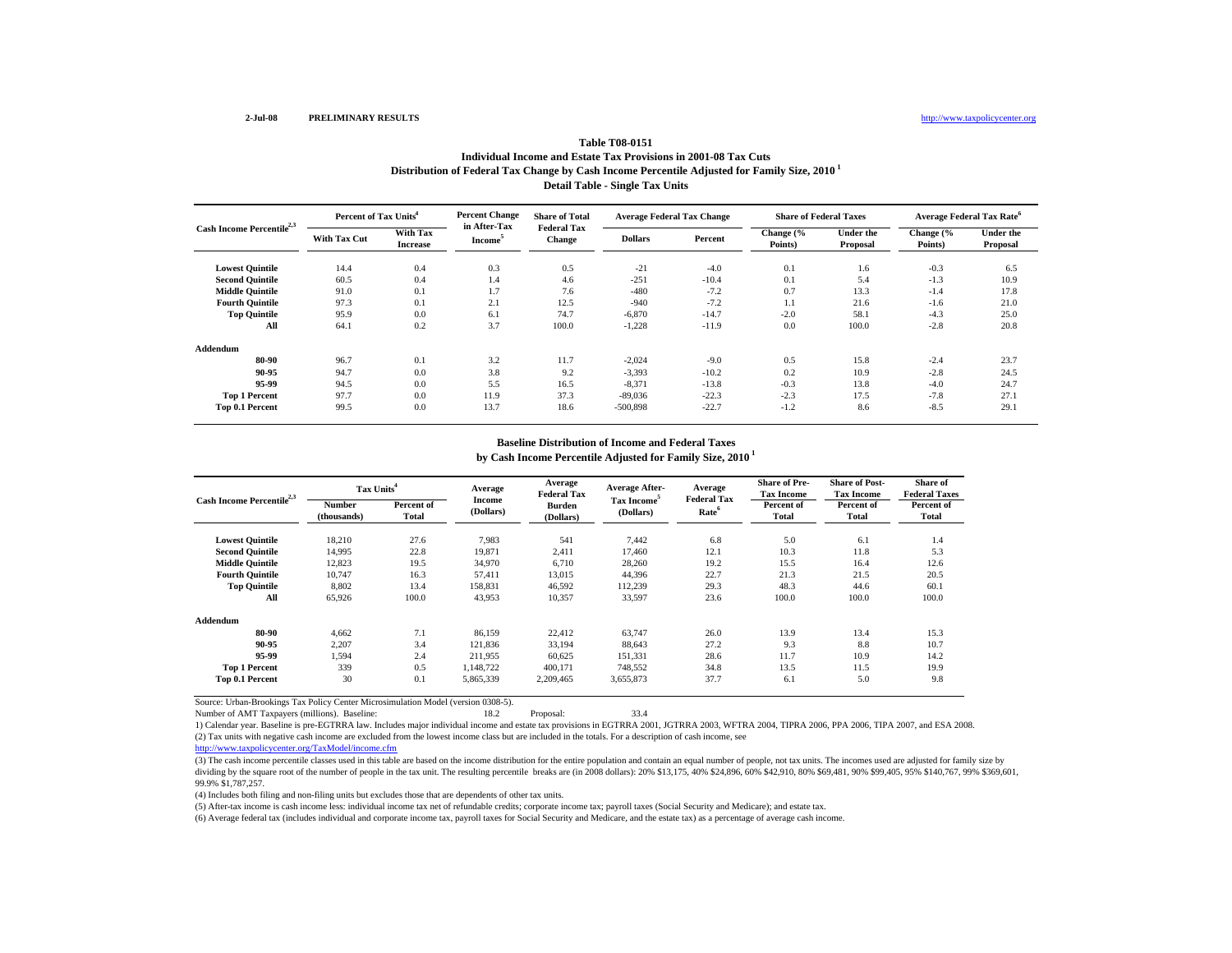2-Jul-08 **PRELIMINARY RESULTS** http://www.taxpolicycenter.org

### Table T08-0151
### Individual Income and Estate Tax Provisions in 2001-08 Tax Cuts
### Distribution of Federal Tax Change by Cash Income Percentile Adjusted for Family Size, 2010 [1]
### Detail Table - Single Tax Units

| Cash Income Percentile[2,3] | Percent of Tax Units[4] | | Percent Change in After-Tax Income[5] | Share of Total Federal Tax Change | Average Federal Tax Change | | Share of Federal Taxes | | Average Federal Tax Rate[6] | |
|---|---|---|---|---|---|---|---|---|---|---|
| | With Tax Cut | With Tax Increase | | | Dollars | Percent | Change (% Points) | Under the Proposal | Change (% Points) | Under the Proposal |
| Lowest Quintile | 14.4 | 0.4 | 0.3 | 0.5 | -21 | -4.0 | 0.1 | 1.6 | -0.3 | 6.5 |
| Second Quintile | 60.5 | 0.4 | 1.4 | 4.6 | -251 | -10.4 | 0.1 | 5.4 | -1.3 | 10.9 |
| Middle Quintile | 91.0 | 0.1 | 1.7 | 7.6 | -480 | -7.2 | 0.7 | 13.3 | -1.4 | 17.8 |
| Fourth Quintile | 97.3 | 0.1 | 2.1 | 12.5 | -940 | -7.2 | 1.1 | 21.6 | -1.6 | 21.0 |
| Top Quintile | 95.9 | 0.0 | 6.1 | 74.7 | -6,870 | -14.7 | -2.0 | 58.1 | -4.3 | 25.0 |
| All | 64.1 | 0.2 | 3.7 | 100.0 | -1,228 | -11.9 | 0.0 | 100.0 | -2.8 | 20.8 |
| **Addendum** | | | | | | | | | | |
| 80-90 | 96.7 | 0.1 | 3.2 | 11.7 | -2,024 | -9.0 | 0.5 | 15.8 | -2.4 | 23.7 |
| 90-95 | 94.7 | 0.0 | 3.8 | 9.2 | -3,393 | -10.2 | 0.2 | 10.9 | -2.8 | 24.5 |
| 95-99 | 94.5 | 0.0 | 5.5 | 16.5 | -8,371 | -13.8 | -0.3 | 13.8 | -4.0 | 24.7 |
| Top 1 Percent | 97.7 | 0.0 | 11.9 | 37.3 | -89,036 | -22.3 | -2.3 | 17.5 | -7.8 | 27.1 |
| Top 0.1 Percent | 99.5 | 0.0 | 13.7 | 18.6 | -500,898 | -22.7 | -1.2 | 8.6 | -8.5 | 29.1 |

### Baseline Distribution of Income and Federal Taxes
### by Cash Income Percentile Adjusted for Family Size, 2010 [1]

| Cash Income Percentile[2,3] | Tax Units[4] | | Average Income (Dollars) | Average Federal Tax Burden (Dollars) | Average After-Tax Income[5] (Dollars) | Average Federal Tax Rate[6] | Share of Pre-Tax Income | Share of Post-Tax Income | Share of Federal Taxes |
|---|---|---|---|---|---|---|---|---|---|
| | Number (thousands) | Percent of Total | | | | | Percent of Total | Percent of Total | Percent of Total |
| Lowest Quintile | 18,210 | 27.6 | 7,983 | 541 | 7,442 | 6.8 | 5.0 | 6.1 | 1.4 |
| Second Quintile | 14,995 | 22.8 | 19,871 | 2,411 | 17,460 | 12.1 | 10.3 | 11.8 | 5.3 |
| Middle Quintile | 12,823 | 19.5 | 34,970 | 6,710 | 28,260 | 19.2 | 15.5 | 16.4 | 12.6 |
| Fourth Quintile | 10,747 | 16.3 | 57,411 | 13,015 | 44,396 | 22.7 | 21.3 | 21.5 | 20.5 |
| Top Quintile | 8,802 | 13.4 | 158,831 | 46,592 | 112,239 | 29.3 | 48.3 | 44.6 | 60.1 |
| All | 65,926 | 100.0 | 43,953 | 10,357 | 33,597 | 23.6 | 100.0 | 100.0 | 100.0 |
| **Addendum** | | | | | | | | | |
| 80-90 | 4,662 | 7.1 | 86,159 | 22,412 | 63,747 | 26.0 | 13.9 | 13.4 | 15.3 |
| 90-95 | 2,207 | 3.4 | 121,836 | 33,194 | 88,643 | 27.2 | 9.3 | 8.8 | 10.7 |
| 95-99 | 1,594 | 2.4 | 211,955 | 60,625 | 151,331 | 28.6 | 11.7 | 10.9 | 14.2 |
| Top 1 Percent | 339 | 0.5 | 1,148,722 | 400,171 | 748,552 | 34.8 | 13.5 | 11.5 | 19.9 |
| Top 0.1 Percent | 30 | 0.1 | 5,865,339 | 2,209,465 | 3,655,873 | 37.7 | 6.1 | 5.0 | 9.8 |

Source: Urban-Brookings Tax Policy Center Microsimulation Model (version 0308-5).

Number of AMT Taxpayers (millions). Baseline: 18.2 Proposal: 33.4

1) Calendar year. Baseline is pre-EGTRRA law. Includes major individual income and estate tax provisions in EGTRRA 2001, JGTRRA 2003, WFTRA 2004, TIPRA 2006, PPA 2006, TIPA 2007, and ESA 2008.

(2) Tax units with negative cash income are excluded from the lowest income class but are included in the totals. For a description of cash income, see http://www.taxpolicycenter.org/TaxModel/income.cfm

(3) The cash income percentile classes used in this table are based on the income distribution for the entire population and contain an equal number of people, not tax units. The incomes used are adjusted for family size by dividing by the square root of the number of people in the tax unit. The resulting percentile breaks are (in 2008 dollars): 20% $13,175, 40% $24,896, 60% $42,910, 80% $69,481, 90% $99,405, 95% $140,767, 99% $369,601, 99.9% $1,787,257.

(4) Includes both filing and non-filing units but excludes those that are dependents of other tax units.

(5) After-tax income is cash income less: individual income tax net of refundable credits; corporate income tax; payroll taxes (Social Security and Medicare); and estate tax.

(6) Average federal tax (includes individual and corporate income tax, payroll taxes for Social Security and Medicare, and the estate tax) as a percentage of average cash income.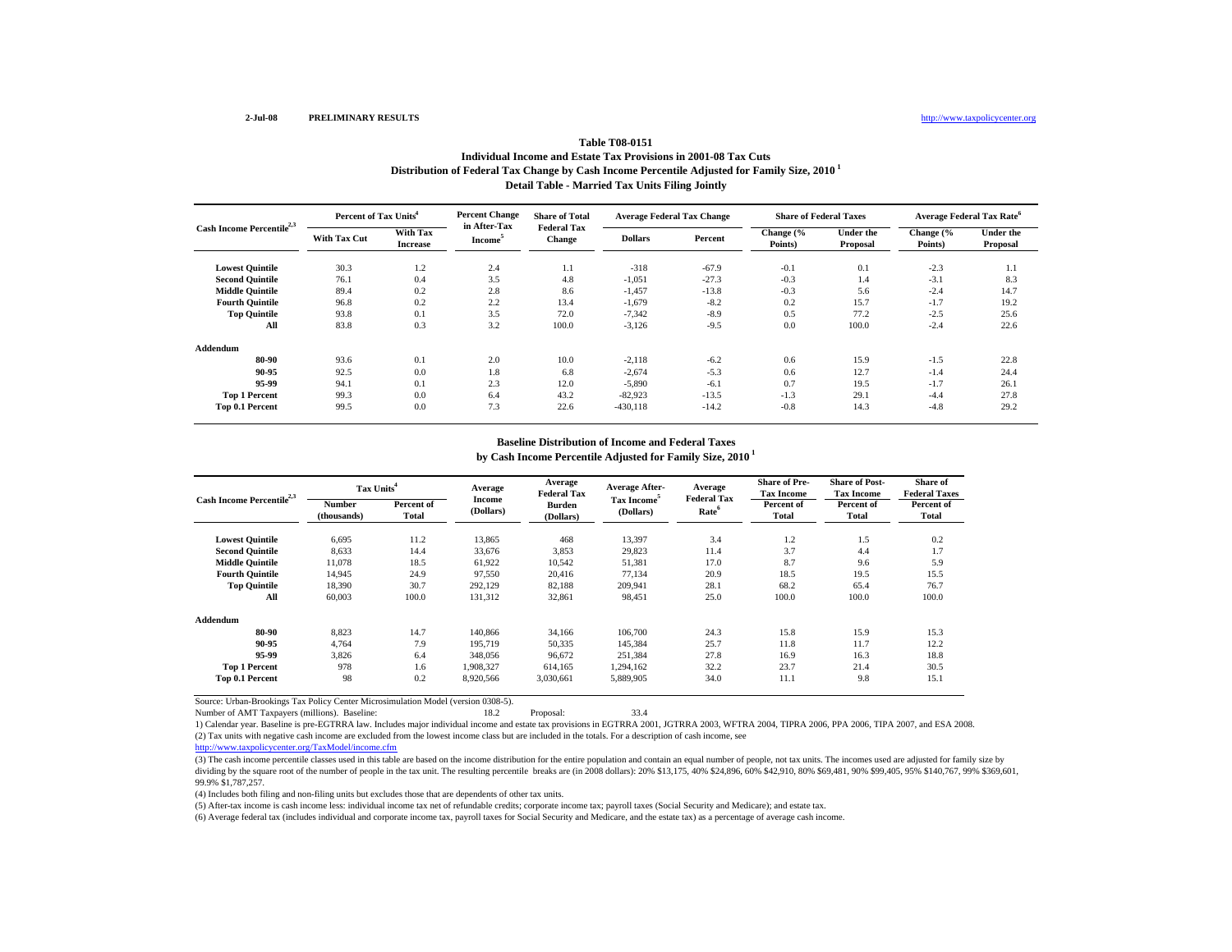2-Jul-08 **PRELIMINARY RESULTS** http://www.taxpolicycenter.org

# Table T08-0151
## Individual Income and Estate Tax Provisions in 2001-08 Tax Cuts
## Distribution of Federal Tax Change by Cash Income Percentile Adjusted for Family Size, 2010 [1]
## Detail Table - Married Tax Units Filing Jointly

| Cash Income Percentile[2,3] | Percent of Tax Units[4] | | Percent Change in After-Tax Income[5] | Share of Total Federal Tax Change | Average Federal Tax Change | | Share of Federal Taxes | | Average Federal Tax Rate[6] | |
|---|---|---|---|---|---|---|---|---|---|---|
| | With Tax Cut | With Tax Increase | | | Dollars | Percent | Change (% Points) | Under the Proposal | Change (% Points) | Under the Proposal |
| Lowest Quintile | 30.3 | 1.2 | 2.4 | 1.1 | -318 | -67.9 | -0.1 | 0.1 | -2.3 | 1.1 |
| Second Quintile | 76.1 | 0.4 | 3.5 | 4.8 | -1,051 | -27.3 | -0.3 | 1.4 | -3.1 | 8.3 |
| Middle Quintile | 89.4 | 0.2 | 2.8 | 8.6 | -1,457 | -13.8 | -0.3 | 5.6 | -2.4 | 14.7 |
| Fourth Quintile | 96.8 | 0.2 | 2.2 | 13.4 | -1,679 | -8.2 | 0.2 | 15.7 | -1.7 | 19.2 |
| Top Quintile | 93.8 | 0.1 | 3.5 | 72.0 | -7,342 | -8.9 | 0.5 | 77.2 | -2.5 | 25.6 |
| All | 83.8 | 0.3 | 3.2 | 100.0 | -3,126 | -9.5 | 0.0 | 100.0 | -2.4 | 22.6 |
| **Addendum** | | | | | | | | | | |
| 80-90 | 93.6 | 0.1 | 2.0 | 10.0 | -2,118 | -6.2 | 0.6 | 15.9 | -1.5 | 22.8 |
| 90-95 | 92.5 | 0.0 | 1.8 | 6.8 | -2,674 | -5.3 | 0.6 | 12.7 | -1.4 | 24.4 |
| 95-99 | 94.1 | 0.1 | 2.3 | 12.0 | -5,890 | -6.1 | 0.7 | 19.5 | -1.7 | 26.1 |
| Top 1 Percent | 99.3 | 0.0 | 6.4 | 43.2 | -82,923 | -13.5 | -1.3 | 29.1 | -4.4 | 27.8 |
| Top 0.1 Percent | 99.5 | 0.0 | 7.3 | 22.6 | -430,118 | -14.2 | -0.8 | 14.3 | -4.8 | 29.2 |

## Baseline Distribution of Income and Federal Taxes
## by Cash Income Percentile Adjusted for Family Size, 2010 [1]

| Cash Income Percentile[2,3] | Tax Units[4] | | Average Income (Dollars) | Average Federal Tax Burden (Dollars) | Average After-Tax Income[5] (Dollars) | Average Federal Tax Rate[6] | Share of Pre-Tax Income | Share of Post-Tax Income | Share of Federal Taxes |
|---|---|---|---|---|---|---|---|---|---|
| | Number (thousands) | Percent of Total | | | | | Percent of Total | Percent of Total | Percent of Total |
| Lowest Quintile | 6,695 | 11.2 | 13,865 | 468 | 13,397 | 3.4 | 1.2 | 1.5 | 0.2 |
| Second Quintile | 8,633 | 14.4 | 33,676 | 3,853 | 29,823 | 11.4 | 3.7 | 4.4 | 1.7 |
| Middle Quintile | 11,078 | 18.5 | 61,922 | 10,542 | 51,381 | 17.0 | 8.7 | 9.6 | 5.9 |
| Fourth Quintile | 14,945 | 24.9 | 97,550 | 20,416 | 77,134 | 20.9 | 18.5 | 19.5 | 15.5 |
| Top Quintile | 18,390 | 30.7 | 292,129 | 82,188 | 209,941 | 28.1 | 68.2 | 65.4 | 76.7 |
| All | 60,003 | 100.0 | 131,312 | 32,861 | 98,451 | 25.0 | 100.0 | 100.0 | 100.0 |
| **Addendum** | | | | | | | | | |
| 80-90 | 8,823 | 14.7 | 140,866 | 34,166 | 106,700 | 24.3 | 15.8 | 15.9 | 15.3 |
| 90-95 | 4,764 | 7.9 | 195,719 | 50,335 | 145,384 | 25.7 | 11.8 | 11.7 | 12.2 |
| 95-99 | 3,826 | 6.4 | 348,056 | 96,672 | 251,384 | 27.8 | 16.9 | 16.3 | 18.8 |
| Top 1 Percent | 978 | 1.6 | 1,908,327 | 614,165 | 1,294,162 | 32.2 | 23.7 | 21.4 | 30.5 |
| Top 0.1 Percent | 98 | 0.2 | 8,920,566 | 3,030,661 | 5,889,905 | 34.0 | 11.1 | 9.8 | 15.1 |

Source: Urban-Brookings Tax Policy Center Microsimulation Model (version 0308-5).

Number of AMT Taxpayers (millions). Baseline: 18.2 Proposal: 33.4

1) Calendar year. Baseline is pre-EGTRRA law. Includes major individual income and estate tax provisions in EGTRRA 2001, JGTRRA 2003, WFTRA 2004, TIPRA 2006, PPA 2006, TIPA 2007, and ESA 2008.

(2) Tax units with negative cash income are excluded from the lowest income class but are included in the totals. For a description of cash income, see http://www.taxpolicycenter.org/TaxModel/income.cfm

(3) The cash income percentile classes used in this table are based on the income distribution for the entire population and contain an equal number of people, not tax units. The incomes used are adjusted for family size by dividing by the square root of the number of people in the tax unit. The resulting percentile breaks are (in 2008 dollars): 20% $13,175, 40% $24,896, 60% $42,910, 80% $69,481, 90% $99,405, 95% $140,767, 99% $369,601, 99.9% $1,787,257.

(4) Includes both filing and non-filing units but excludes those that are dependents of other tax units.

(5) After-tax income is cash income less: individual income tax net of refundable credits; corporate income tax; payroll taxes (Social Security and Medicare); and estate tax.

(6) Average federal tax (includes individual and corporate income tax, payroll taxes for Social Security and Medicare, and the estate tax) as a percentage of average cash income.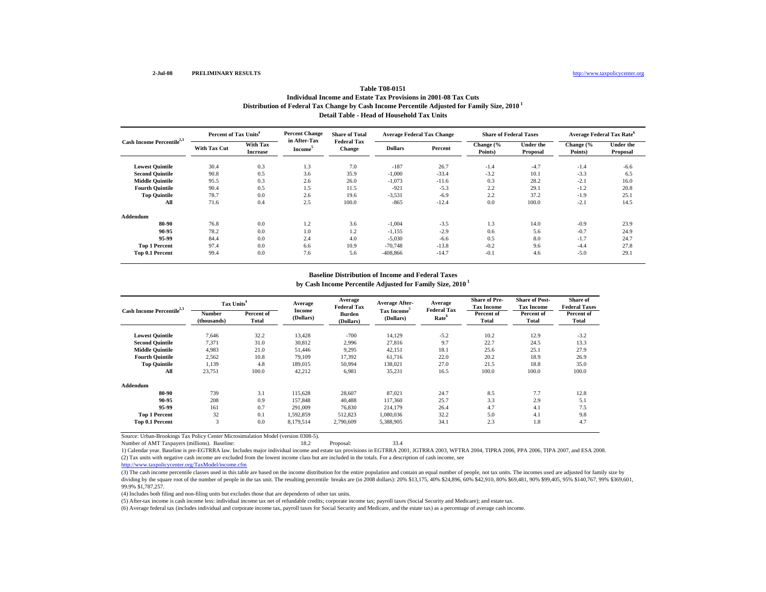2-Jul-08 PRELIMINARY RESULTS http://www.taxpolicycenter.org

# Table T08-0151
## Individual Income and Estate Tax Provisions in 2001-08 Tax Cuts
## Distribution of Federal Tax Change by Cash Income Percentile Adjusted for Family Size, 2010 [1]
## Detail Table - Head of Household Tax Units

| Cash Income Percentile[2,3] | Percent of Tax Units[4] | | Percent Change in After-Tax Income[5] | Share of Total Federal Tax Change | Average Federal Tax Change | | Share of Federal Taxes | | Average Federal Tax Rate[6] | |
|---|---|---|---|---|---|---|---|---|---|---|
| | With Tax Cut | With Tax Increase | | | Dollars | Percent | Change (% Points) | Under the Proposal | Change (% Points) | Under the Proposal |
| Lowest Quintile | 30.4 | 0.3 | 1.3 | 7.0 | -187 | 26.7 | -1.4 | -4.7 | -1.4 | -6.6 |
| Second Quintile | 90.8 | 0.5 | 3.6 | 35.9 | -1,000 | -33.4 | -3.2 | 10.1 | -3.3 | 6.5 |
| Middle Quintile | 95.5 | 0.3 | 2.6 | 26.0 | -1,073 | -11.6 | 0.3 | 28.2 | -2.1 | 16.0 |
| Fourth Quintile | 90.4 | 0.5 | 1.5 | 11.5 | -921 | -5.3 | 2.2 | 29.1 | -1.2 | 20.8 |
| Top Quintile | 78.7 | 0.0 | 2.6 | 19.6 | -3,531 | -6.9 | 2.2 | 37.2 | -1.9 | 25.1 |
| All | 71.6 | 0.4 | 2.5 | 100.0 | -865 | -12.4 | 0.0 | 100.0 | -2.1 | 14.5 |
| **Addendum** | | | | | | | | | | |
| 80-90 | 76.8 | 0.0 | 1.2 | 3.6 | -1,004 | -3.5 | 1.3 | 14.0 | -0.9 | 23.9 |
| 90-95 | 78.2 | 0.0 | 1.0 | 1.2 | -1,155 | -2.9 | 0.6 | 5.6 | -0.7 | 24.9 |
| 95-99 | 84.4 | 0.0 | 2.4 | 4.0 | -5,030 | -6.6 | 0.5 | 8.0 | -1.7 | 24.7 |
| Top 1 Percent | 97.4 | 0.0 | 6.6 | 10.9 | -70,748 | -13.8 | -0.2 | 9.6 | -4.4 | 27.8 |
| Top 0.1 Percent | 99.4 | 0.0 | 7.6 | 5.6 | -408,866 | -14.7 | -0.1 | 4.6 | -5.0 | 29.1 |

## Baseline Distribution of Income and Federal Taxes
## by Cash Income Percentile Adjusted for Family Size, 2010 [1]

| Cash Income Percentile[2,3] | Tax Units[4] | | Average Income (Dollars) | Average Federal Tax Burden (Dollars) | Average After-Tax Income[5] (Dollars) | Average Federal Tax Rate[6] | Share of Pre-Tax Income | Share of Post-Tax Income | Share of Federal Taxes |
|---|---|---|---|---|---|---|---|---|---|
| | Number (thousands) | Percent of Total | | | | | Percent of Total | Percent of Total | Percent of Total |
| Lowest Quintile | 7,646 | 32.2 | 13,428 | -700 | 14,129 | -5.2 | 10.2 | 12.9 | -3.2 |
| Second Quintile | 7,371 | 31.0 | 30,812 | 2,996 | 27,816 | 9.7 | 22.7 | 24.5 | 13.3 |
| Middle Quintile | 4,983 | 21.0 | 51,446 | 9,295 | 42,151 | 18.1 | 25.6 | 25.1 | 27.9 |
| Fourth Quintile | 2,562 | 10.8 | 79,109 | 17,392 | 61,716 | 22.0 | 20.2 | 18.9 | 26.9 |
| Top Quintile | 1,139 | 4.8 | 189,015 | 50,994 | 138,021 | 27.0 | 21.5 | 18.8 | 35.0 |
| All | 23,751 | 100.0 | 42,212 | 6,981 | 35,231 | 16.5 | 100.0 | 100.0 | 100.0 |
| **Addendum** | | | | | | | | | |
| 80-90 | 739 | 3.1 | 115,628 | 28,607 | 87,021 | 24.7 | 8.5 | 7.7 | 12.8 |
| 90-95 | 208 | 0.9 | 157,848 | 40,488 | 117,360 | 25.7 | 3.3 | 2.9 | 5.1 |
| 95-99 | 161 | 0.7 | 291,009 | 76,830 | 214,179 | 26.4 | 4.7 | 4.1 | 7.5 |
| Top 1 Percent | 32 | 0.1 | 1,592,859 | 512,823 | 1,080,036 | 32.2 | 5.0 | 4.1 | 9.8 |
| Top 0.1 Percent | 3 | 0.0 | 8,179,514 | 2,790,609 | 5,388,905 | 34.1 | 2.3 | 1.8 | 4.7 |

Source: Urban-Brookings Tax Policy Center Microsimulation Model (version 0308-5).

Number of AMT Taxpayers (millions). Baseline: 18.2 Proposal: 33.4

1) Calendar year. Baseline is pre-EGTRRA law. Includes major individual income and estate tax provisions in EGTRRA 2001, JGTRRA 2003, WFTRA 2004, TIPRA 2006, PPA 2006, TIPA 2007, and ESA 2008.

(2) Tax units with negative cash income are excluded from the lowest income class but are included in the totals. For a description of cash income, see http://www.taxpolicycenter.org/TaxModel/income.cfm

(3) The cash income percentile classes used in this table are based on the income distribution for the entire population and contain an equal number of people, not tax units. The incomes used are adjusted for family size by dividing by the square root of the number of people in the tax unit. The resulting percentile breaks are (in 2008 dollars): 20% $13,175, 40% $24,896, 60% $42,910, 80% $69,481, 90% $99,405, 95% $140,767, 99% $369,601, 99.9% $1,787,257.

(4) Includes both filing and non-filing units but excludes those that are dependents of other tax units.

(5) After-tax income is cash income less: individual income tax net of refundable credits; corporate income tax; payroll taxes (Social Security and Medicare); and estate tax.

(6) Average federal tax (includes individual and corporate income tax, payroll taxes for Social Security and Medicare, and the estate tax) as a percentage of average cash income.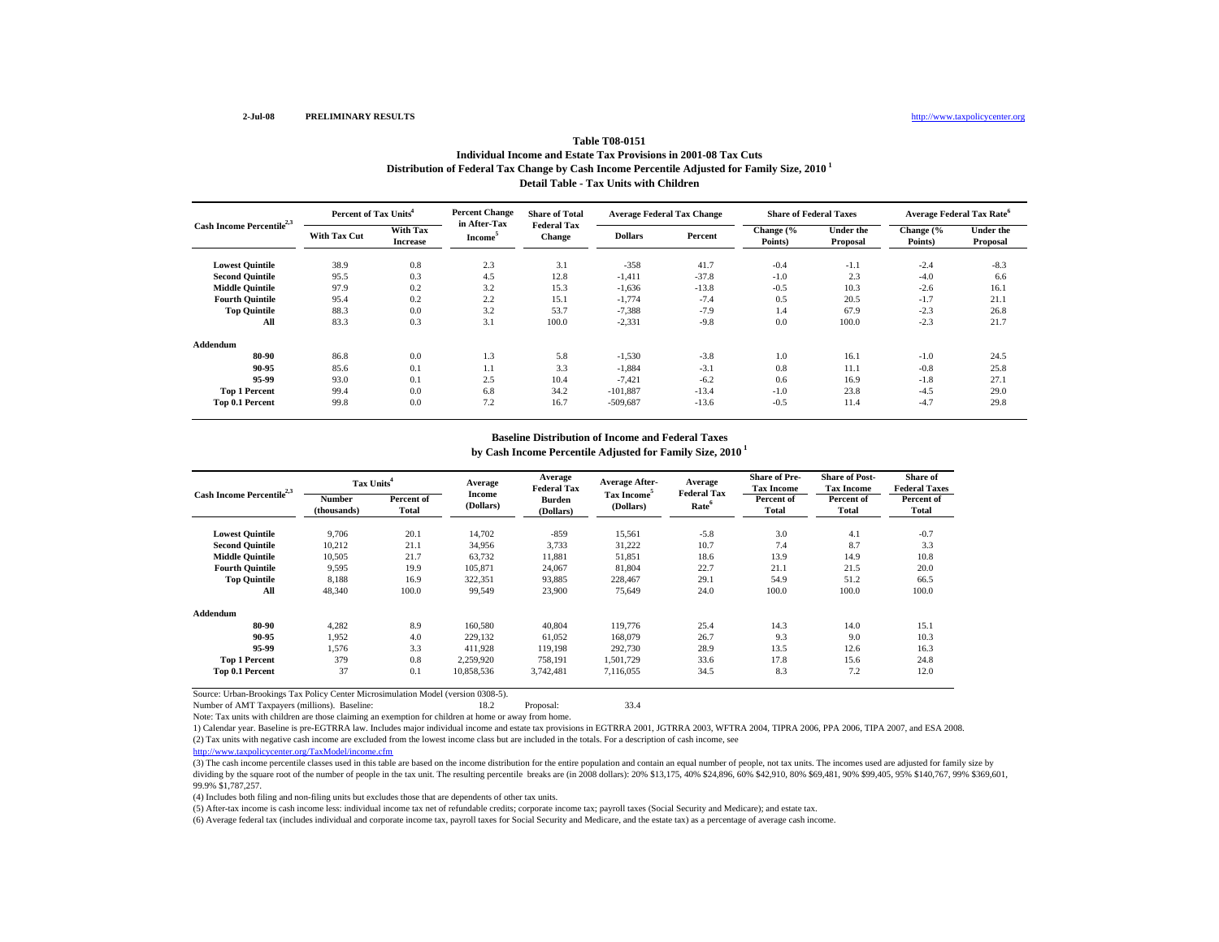2-Jul-08 PRELIMINARY RESULTS http://www.taxpolicycenter.org

## Table T08-0151
### Individual Income and Estate Tax Provisions in 2001-08 Tax Cuts
### Distribution of Federal Tax Change by Cash Income Percentile Adjusted for Family Size, 2010 [1]
### Detail Table - Tax Units with Children

| Cash Income Percentile[2,3] | Percent of Tax Units[4] | | Percent Change in After-Tax Income[5] | Share of Total Federal Tax Change | Average Federal Tax Change | | Share of Federal Taxes | | Average Federal Tax Rate[6] | |
|---|---|---|---|---|---|---|---|---|---|---|
| | With Tax Cut | With Tax Increase | | | Dollars | Percent | Change (% Points) | Under the Proposal | Change (% Points) | Under the Proposal |
| Lowest Quintile | 38.9 | 0.8 | 2.3 | 3.1 | -358 | 41.7 | -0.4 | -1.1 | -2.4 | -8.3 |
| Second Quintile | 95.5 | 0.3 | 4.5 | 12.8 | -1,411 | -37.8 | -1.0 | 2.3 | -4.0 | 6.6 |
| Middle Quintile | 97.9 | 0.2 | 3.2 | 15.3 | -1,636 | -13.8 | -0.5 | 10.3 | -2.6 | 16.1 |
| Fourth Quintile | 95.4 | 0.2 | 2.2 | 15.1 | -1,774 | -7.4 | 0.5 | 20.5 | -1.7 | 21.1 |
| Top Quintile | 88.3 | 0.0 | 3.2 | 53.7 | -7,388 | -7.9 | 1.4 | 67.9 | -2.3 | 26.8 |
| All | 83.3 | 0.3 | 3.1 | 100.0 | -2,331 | -9.8 | 0.0 | 100.0 | -2.3 | 21.7 |
| **Addendum** | | | | | | | | | | |
| 80-90 | 86.8 | 0.0 | 1.3 | 5.8 | -1,530 | -3.8 | 1.0 | 16.1 | -1.0 | 24.5 |
| 90-95 | 85.6 | 0.1 | 1.1 | 3.3 | -1,884 | -3.1 | 0.8 | 11.1 | -0.8 | 25.8 |
| 95-99 | 93.0 | 0.1 | 2.5 | 10.4 | -7,421 | -6.2 | 0.6 | 16.9 | -1.8 | 27.1 |
| Top 1 Percent | 99.4 | 0.0 | 6.8 | 34.2 | -101,887 | -13.4 | -1.0 | 23.8 | -4.5 | 29.0 |
| Top 0.1 Percent | 99.8 | 0.0 | 7.2 | 16.7 | -509,687 | -13.6 | -0.5 | 11.4 | -4.7 | 29.8 |

### Baseline Distribution of Income and Federal Taxes
### by Cash Income Percentile Adjusted for Family Size, 2010 [1]

| Cash Income Percentile[2,3] | Tax Units[4] | | Average Income (Dollars) | Average Federal Tax Burden (Dollars) | Average After-Tax Income[5] (Dollars) | Average Federal Tax Rate[6] | Share of Pre-Tax Income | Share of Post-Tax Income | Share of Federal Taxes |
|---|---|---|---|---|---|---|---|---|---|
| | Number (thousands) | Percent of Total | | | | | Percent of Total | Percent of Total | Percent of Total |
| Lowest Quintile | 9,706 | 20.1 | 14,702 | -859 | 15,561 | -5.8 | 3.0 | 4.1 | -0.7 |
| Second Quintile | 10,212 | 21.1 | 34,956 | 3,733 | 31,222 | 10.7 | 7.4 | 8.7 | 3.3 |
| Middle Quintile | 10,505 | 21.7 | 63,732 | 11,881 | 51,851 | 18.6 | 13.9 | 14.9 | 10.8 |
| Fourth Quintile | 9,595 | 19.9 | 105,871 | 24,067 | 81,804 | 22.7 | 21.1 | 21.5 | 20.0 |
| Top Quintile | 8,188 | 16.9 | 322,351 | 93,885 | 228,467 | 29.1 | 54.9 | 51.2 | 66.5 |
| All | 48,340 | 100.0 | 99,549 | 23,900 | 75,649 | 24.0 | 100.0 | 100.0 | 100.0 |
| **Addendum** | | | | | | | | | |
| 80-90 | 4,282 | 8.9 | 160,580 | 40,804 | 119,776 | 25.4 | 14.3 | 14.0 | 15.1 |
| 90-95 | 1,952 | 4.0 | 229,132 | 61,052 | 168,079 | 26.7 | 9.3 | 9.0 | 10.3 |
| 95-99 | 1,576 | 3.3 | 411,928 | 119,198 | 292,730 | 28.9 | 13.5 | 12.6 | 16.3 |
| Top 1 Percent | 379 | 0.8 | 2,259,920 | 758,191 | 1,501,729 | 33.6 | 17.8 | 15.6 | 24.8 |
| Top 0.1 Percent | 37 | 0.1 | 10,858,536 | 3,742,481 | 7,116,055 | 34.5 | 8.3 | 7.2 | 12.0 |

Source: Urban-Brookings Tax Policy Center Microsimulation Model (version 0308-5).

Number of AMT Taxpayers (millions). Baseline: 18.2 Proposal: 33.4

Note: Tax units with children are those claiming an exemption for children at home or away from home.

1) Calendar year. Baseline is pre-EGTRRA law. Includes major individual income and estate tax provisions in EGTRRA 2001, JGTRRA 2003, WFTRA 2004, TIPRA 2006, PPA 2006, TIPA 2007, and ESA 2008.

(2) Tax units with negative cash income are excluded from the lowest income class but are included in the totals. For a description of cash income, see http://www.taxpolicycenter.org/TaxModel/income.cfm

(3) The cash income percentile classes used in this table are based on the income distribution for the entire population and contain an equal number of people, not tax units. The incomes used are adjusted for family size by dividing by the square root of the number of people in the tax unit. The resulting percentile breaks are (in 2008 dollars): 20% $13,175, 40% $24,896, 60% $42,910, 80% $69,481, 90% $99,405, 95% $140,767, 99% $369,601, 99.9% $1,787,257.

(4) Includes both filing and non-filing units but excludes those that are dependents of other tax units.

(5) After-tax income is cash income less: individual income tax net of refundable credits; corporate income tax; payroll taxes (Social Security and Medicare); and estate tax.

(6) Average federal tax (includes individual and corporate income tax, payroll taxes for Social Security and Medicare, and the estate tax) as a percentage of average cash income.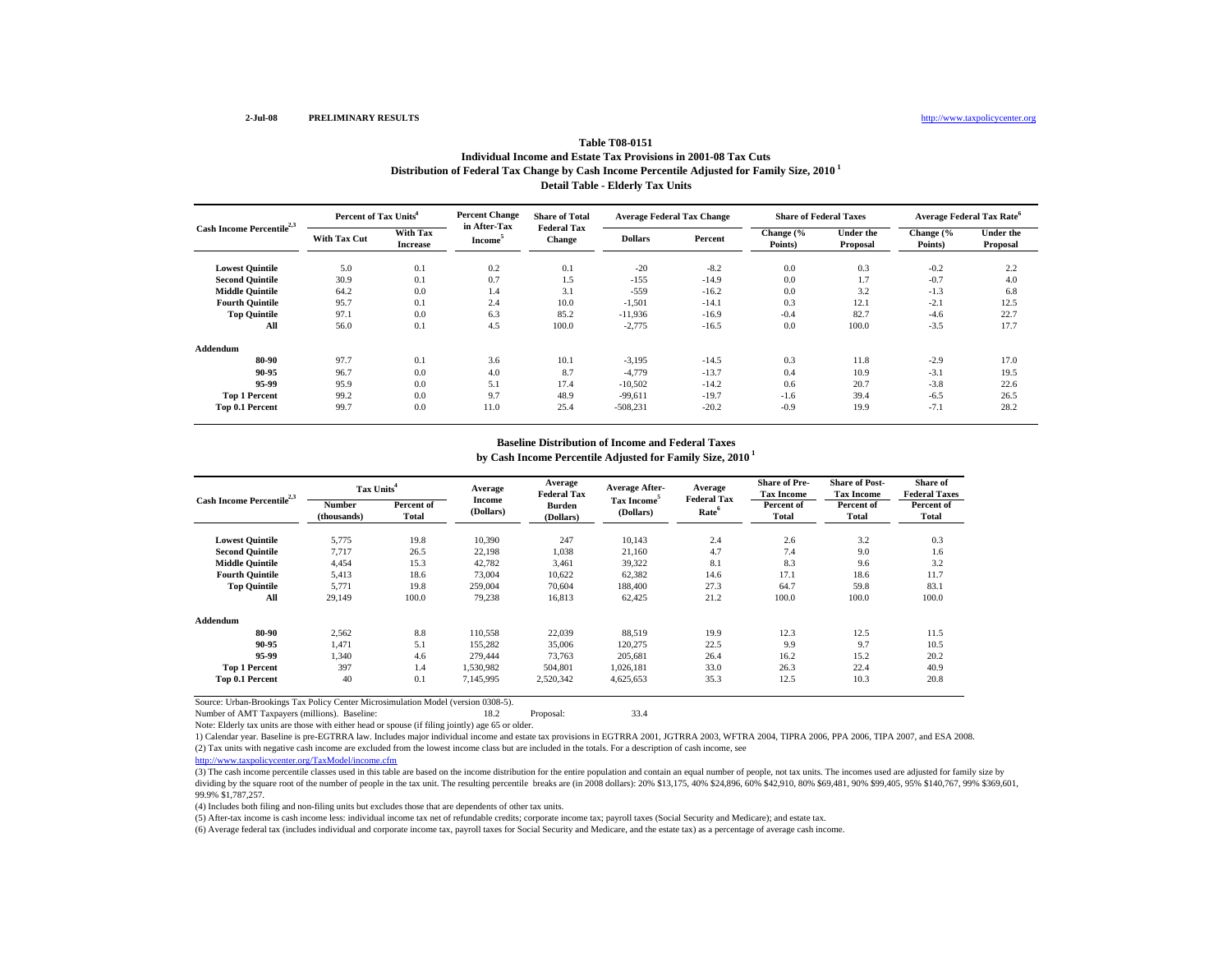2-Jul-08 **PRELIMINARY RESULTS** http://www.taxpolicycenter.org

# Table T08-0151
## Individual Income and Estate Tax Provisions in 2001-08 Tax Cuts
## Distribution of Federal Tax Change by Cash Income Percentile Adjusted for Family Size, 2010 [1]
## Detail Table - Elderly Tax Units

| Cash Income Percentile[2,3] | Percent of Tax Units[4] | | Percent Change in After-Tax Income[5] | Share of Total Federal Tax Change | Average Federal Tax Change | | Share of Federal Taxes | | Average Federal Tax Rate[6] | |
|---|---|---|---|---|---|---|---|---|---|---|
| | With Tax Cut | With Tax Increase | | | Dollars | Percent | Change (% Points) | Under the Proposal | Change (% Points) | Under the Proposal |
| Lowest Quintile | 5.0 | 0.1 | 0.2 | 0.1 | -20 | -8.2 | 0.0 | 0.3 | -0.2 | 2.2 |
| Second Quintile | 30.9 | 0.1 | 0.7 | 1.5 | -155 | -14.9 | 0.0 | 1.7 | -0.7 | 4.0 |
| Middle Quintile | 64.2 | 0.0 | 1.4 | 3.1 | -559 | -16.2 | 0.0 | 3.2 | -1.3 | 6.8 |
| Fourth Quintile | 95.7 | 0.1 | 2.4 | 10.0 | -1,501 | -14.1 | 0.3 | 12.1 | -2.1 | 12.5 |
| Top Quintile | 97.1 | 0.0 | 6.3 | 85.2 | -11,936 | -16.9 | -0.4 | 82.7 | -4.6 | 22.7 |
| All | 56.0 | 0.1 | 4.5 | 100.0 | -2,775 | -16.5 | 0.0 | 100.0 | -3.5 | 17.7 |
| **Addendum** | | | | | | | | | | |
| 80-90 | 97.7 | 0.1 | 3.6 | 10.1 | -3,195 | -14.5 | 0.3 | 11.8 | -2.9 | 17.0 |
| 90-95 | 96.7 | 0.0 | 4.0 | 8.7 | -4,779 | -13.7 | 0.4 | 10.9 | -3.1 | 19.5 |
| 95-99 | 95.9 | 0.0 | 5.1 | 17.4 | -10,502 | -14.2 | 0.6 | 20.7 | -3.8 | 22.6 |
| Top 1 Percent | 99.2 | 0.0 | 9.7 | 48.9 | -99,611 | -19.7 | -1.6 | 39.4 | -6.5 | 26.5 |
| Top 0.1 Percent | 99.7 | 0.0 | 11.0 | 25.4 | -508,231 | -20.2 | -0.9 | 19.9 | -7.1 | 28.2 |

## Baseline Distribution of Income and Federal Taxes
## by Cash Income Percentile Adjusted for Family Size, 2010 [1]

| Cash Income Percentile[2,3] | Tax Units[4] | | Average Income (Dollars) | Average Federal Tax Burden (Dollars) | Average After-Tax Income[5] (Dollars) | Average Federal Tax Rate[6] | Share of Pre-Tax Income | Share of Post-Tax Income | Share of Federal Taxes |
|---|---|---|---|---|---|---|---|---|---|
| | Number (thousands) | Percent of Total | | | | | Percent of Total | Percent of Total | Percent of Total |
| Lowest Quintile | 5,775 | 19.8 | 10,390 | 247 | 10,143 | 2.4 | 2.6 | 3.2 | 0.3 |
| Second Quintile | 7,717 | 26.5 | 22,198 | 1,038 | 21,160 | 4.7 | 7.4 | 9.0 | 1.6 |
| Middle Quintile | 4,454 | 15.3 | 42,782 | 3,461 | 39,322 | 8.1 | 8.3 | 9.6 | 3.2 |
| Fourth Quintile | 5,413 | 18.6 | 73,004 | 10,622 | 62,382 | 14.6 | 17.1 | 18.6 | 11.7 |
| Top Quintile | 5,771 | 19.8 | 259,004 | 70,604 | 188,400 | 27.3 | 64.7 | 59.8 | 83.1 |
| All | 29,149 | 100.0 | 79,238 | 16,813 | 62,425 | 21.2 | 100.0 | 100.0 | 100.0 |
| **Addendum** | | | | | | | | | |
| 80-90 | 2,562 | 8.8 | 110,558 | 22,039 | 88,519 | 19.9 | 12.3 | 12.5 | 11.5 |
| 90-95 | 1,471 | 5.1 | 155,282 | 35,006 | 120,275 | 22.5 | 9.9 | 9.7 | 10.5 |
| 95-99 | 1,340 | 4.6 | 279,444 | 73,763 | 205,681 | 26.4 | 16.2 | 15.2 | 20.2 |
| Top 1 Percent | 397 | 1.4 | 1,530,982 | 504,801 | 1,026,181 | 33.0 | 26.3 | 22.4 | 40.9 |
| Top 0.1 Percent | 40 | 0.1 | 7,145,995 | 2,520,342 | 4,625,653 | 35.3 | 12.5 | 10.3 | 20.8 |

Source: Urban-Brookings Tax Policy Center Microsimulation Model (version 0308-5).

Number of AMT Taxpayers (millions). Baseline: 18.2 Proposal: 33.4

Note: Elderly tax units are those with either head or spouse (if filing jointly) age 65 or older.

1) Calendar year. Baseline is pre-EGTRRA law. Includes major individual income and estate tax provisions in EGTRRA 2001, JGTRRA 2003, WFTRA 2004, TIPRA 2006, PPA 2006, TIPA 2007, and ESA 2008.

(2) Tax units with negative cash income are excluded from the lowest income class but are included in the totals. For a description of cash income, see http://www.taxpolicycenter.org/TaxModel/income.cfm

(3) The cash income percentile classes used in this table are based on the income distribution for the entire population and contain an equal number of people, not tax units. The incomes used are adjusted for family size by dividing by the square root of the number of people in the tax unit. The resulting percentile breaks are (in 2008 dollars): 20% $13,175, 40% $24,896, 60% $42,910, 80% $69,481, 90% $99,405, 95% $140,767, 99% $369,601, 99.9% $1,787,257.

(4) Includes both filing and non-filing units but excludes those that are dependents of other tax units.

(5) After-tax income is cash income less: individual income tax net of refundable credits; corporate income tax; payroll taxes (Social Security and Medicare); and estate tax.

(6) Average federal tax (includes individual and corporate income tax, payroll taxes for Social Security and Medicare, and the estate tax) as a percentage of average cash income.